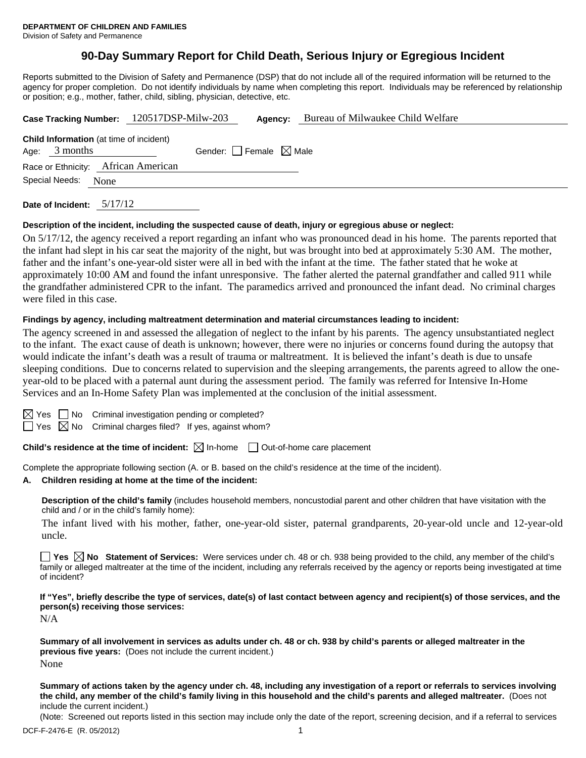**DEPARTMENT OF CHILDREN AND FAMILIES**
Division of Safety and Permanence

# 90-Day Summary Report for Child Death, Serious Injury or Egregious Incident

Reports submitted to the Division of Safety and Permanence (DSP) that do not include all of the required information will be returned to the agency for proper completion. Do not identify individuals by name when completing this report. Individuals may be referenced by relationship or position; e.g., mother, father, child, sibling, physician, detective, etc.

**Case Tracking Number:** 120517DSP-Milw-203 **Agency:** Bureau of Milwaukee Child Welfare

**Child Information** (at time of incident)
Age: 3 months Gender: ☐ Female ☒ Male
Race or Ethnicity: African American
Special Needs: None

**Date of Incident:** 5/17/12

**Description of the incident, including the suspected cause of death, injury or egregious abuse or neglect:**

On 5/17/12, the agency received a report regarding an infant who was pronounced dead in his home. The parents reported that the infant had slept in his car seat the majority of the night, but was brought into bed at approximately 5:30 AM. The mother, father and the infant's one-year-old sister were all in bed with the infant at the time. The father stated that he woke at approximately 10:00 AM and found the infant unresponsive. The father alerted the paternal grandfather and called 911 while the grandfather administered CPR to the infant. The paramedics arrived and pronounced the infant dead. No criminal charges were filed in this case.

**Findings by agency, including maltreatment determination and material circumstances leading to incident:**

The agency screened in and assessed the allegation of neglect to the infant by his parents. The agency unsubstantiated neglect to the infant. The exact cause of death is unknown; however, there were no injuries or concerns found during the autopsy that would indicate the infant's death was a result of trauma or maltreatment. It is believed the infant's death is due to unsafe sleeping conditions. Due to concerns related to supervision and the sleeping arrangements, the parents agreed to allow the one-year-old to be placed with a paternal aunt during the assessment period. The family was referred for Intensive In-Home Services and an In-Home Safety Plan was implemented at the conclusion of the initial assessment.

☒ Yes ☐ No Criminal investigation pending or completed?
☐ Yes ☒ No Criminal charges filed? If yes, against whom?

**Child's residence at the time of incident:** ☒ In-home ☐ Out-of-home care placement

Complete the appropriate following section (A. or B. based on the child's residence at the time of the incident).

**A. Children residing at home at the time of the incident:**

**Description of the child's family** (includes household members, noncustodial parent and other children that have visitation with the child and / or in the child's family home):

The infant lived with his mother, father, one-year-old sister, paternal grandparents, 20-year-old uncle and 12-year-old uncle.

☐ **Yes** ☒ **No Statement of Services:** Were services under ch. 48 or ch. 938 being provided to the child, any member of the child's family or alleged maltreater at the time of the incident, including any referrals received by the agency or reports being investigated at time of incident?

**If "Yes", briefly describe the type of services, date(s) of last contact between agency and recipient(s) of those services, and the person(s) receiving those services:**

N/A

**Summary of all involvement in services as adults under ch. 48 or ch. 938 by child's parents or alleged maltreater in the previous five years:** (Does not include the current incident.)

None

**Summary of actions taken by the agency under ch. 48, including any investigation of a report or referrals to services involving the child, any member of the child's family living in this household and the child's parents and alleged maltreater.** (Does not include the current incident.)

(Note: Screened out reports listed in this section may include only the date of the report, screening decision, and if a referral to services

DCF-F-2476-E (R. 05/2012)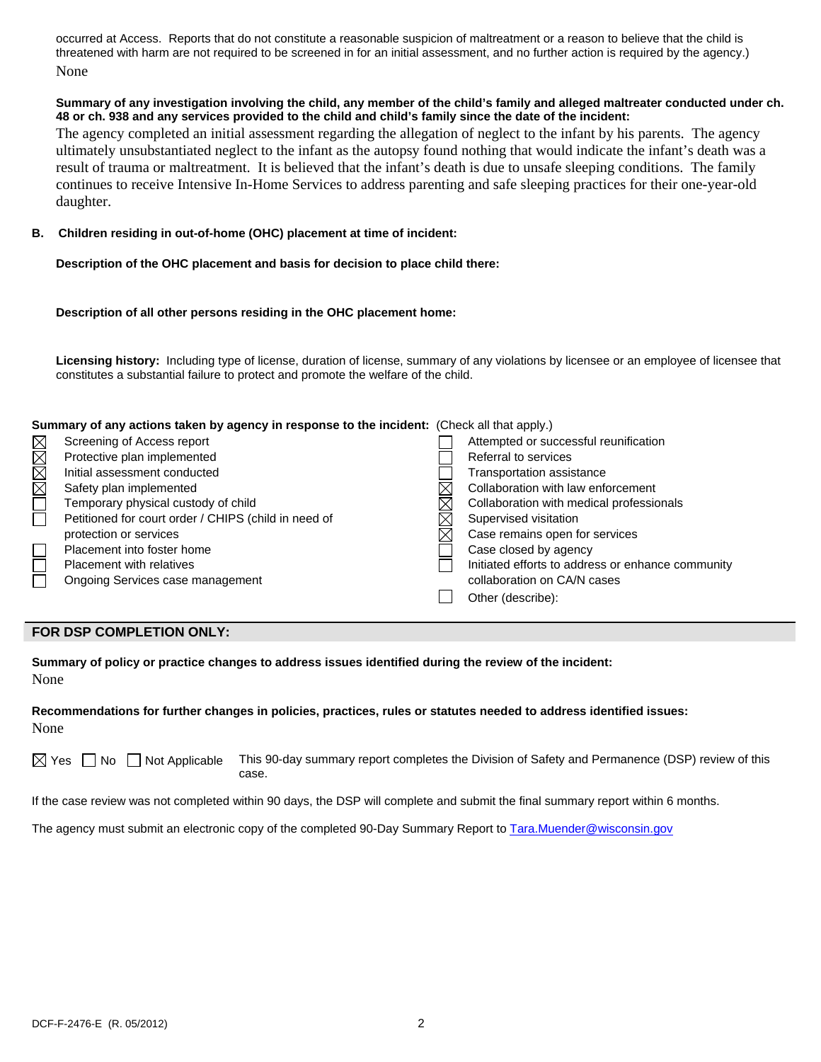occurred at Access. Reports that do not constitute a reasonable suspicion of maltreatment or a reason to believe that the child is threatened with harm are not required to be screened in for an initial assessment, and no further action is required by the agency.)

None

**Summary of any investigation involving the child, any member of the child's family and alleged maltreater conducted under ch. 48 or ch. 938 and any services provided to the child and child's family since the date of the incident:**

The agency completed an initial assessment regarding the allegation of neglect to the infant by his parents. The agency ultimately unsubstantiated neglect to the infant as the autopsy found nothing that would indicate the infant's death was a result of trauma or maltreatment. It is believed that the infant's death is due to unsafe sleeping conditions. The family continues to receive Intensive In-Home Services to address parenting and safe sleeping practices for their one-year-old daughter.

**B. Children residing in out-of-home (OHC) placement at time of incident:**

**Description of the OHC placement and basis for decision to place child there:**

**Description of all other persons residing in the OHC placement home:**

**Licensing history:** Including type of license, duration of license, summary of any violations by licensee or an employee of licensee that constitutes a substantial failure to protect and promote the welfare of the child.

**Summary of any actions taken by agency in response to the incident:** (Check all that apply.)

- [x] Screening of Access report
- [x] Protective plan implemented
- [x] Initial assessment conducted
- [x] Safety plan implemented
- [ ] Temporary physical custody of child
- [ ] Petitioned for court order / CHIPS (child in need of protection or services
- [ ] Placement into foster home
- [ ] Placement with relatives
- [ ] Ongoing Services case management
- [ ] Attempted or successful reunification
- [ ] Referral to services
- [ ] Transportation assistance
- [x] Collaboration with law enforcement
- [x] Collaboration with medical professionals
- [x] Supervised visitation
- [x] Case remains open for services
- [ ] Case closed by agency
- [ ] Initiated efforts to address or enhance community collaboration on CA/N cases
- [ ] Other (describe):

## FOR DSP COMPLETION ONLY:

**Summary of policy or practice changes to address issues identified during the review of the incident:**

None

**Recommendations for further changes in policies, practices, rules or statutes needed to address identified issues:**

None

☒ Yes ☐ No ☐ Not Applicable This 90-day summary report completes the Division of Safety and Permanence (DSP) review of this case.

If the case review was not completed within 90 days, the DSP will complete and submit the final summary report within 6 months.

The agency must submit an electronic copy of the completed 90-Day Summary Report to Tara.Muender@wisconsin.gov

DCF-F-2476-E (R. 05/2012)